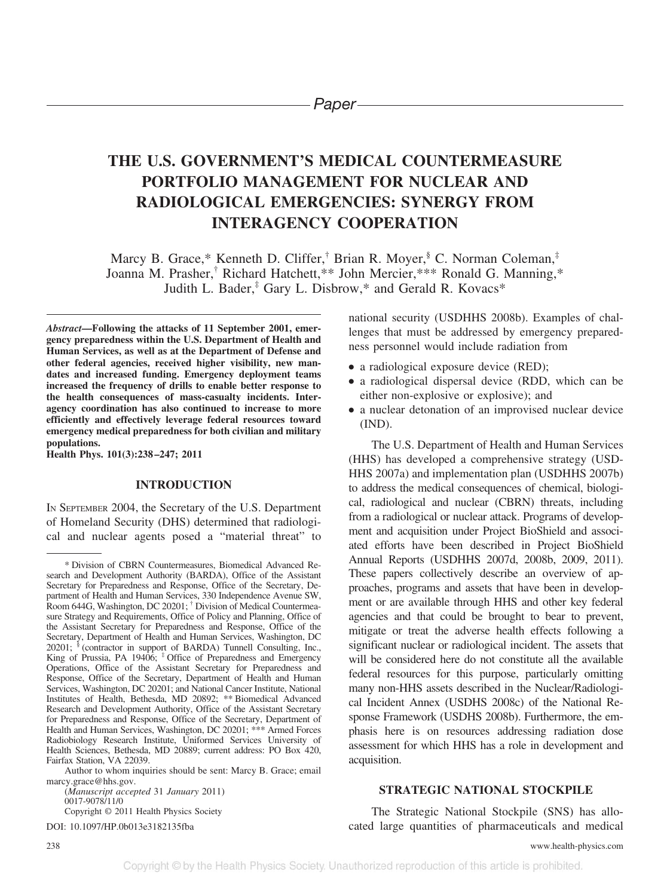Paper

# THE U.S. GOVERNMENT'S MEDICAL COUNTERMEASURE PORTFOLIO MANAGEMENT FOR NUCLEAR AND RADIOLOGICAL EMERGENCIES: SYNERGY FROM INTERAGENCY COOPERATION

Marcy B. Grace,* Kenneth D. Cliffer,[†] Brian R. Moyer,[§] C. Norman Coleman,[‡] Joanna M. Prasher,[†] Richard Hatchett,** John Mercier,*** Ronald G. Manning,* Judith L. Bader,[‡] Gary L. Disbrow,* and Gerald R. Kovacs*

***Abstract*—Following the attacks of 11 September 2001, emergency preparedness within the U.S. Department of Health and Human Services, as well as at the Department of Defense and other federal agencies, received higher visibility, new mandates and increased funding. Emergency deployment teams increased the frequency of drills to enable better response to the health consequences of mass-casualty incidents. Interagency coordination has also continued to increase to more efficiently and effectively leverage federal resources toward emergency medical preparedness for both civilian and military populations.**
**Health Phys. 101(3):238–247; 2011**

## INTRODUCTION

IN SEPTEMBER 2004, the Secretary of the U.S. Department of Homeland Security (DHS) determined that radiological and nuclear agents posed a "material threat" to national security (USDHHS 2008b). Examples of challenges that must be addressed by emergency preparedness personnel would include radiation from

- a radiological exposure device (RED);
- a radiological dispersal device (RDD, which can be either non-explosive or explosive); and
- a nuclear detonation of an improvised nuclear device (IND).

The U.S. Department of Health and Human Services (HHS) has developed a comprehensive strategy (USDHHS 2007a) and implementation plan (USDHHS 2007b) to address the medical consequences of chemical, biological, radiological and nuclear (CBRN) threats, including from a radiological or nuclear attack. Programs of development and acquisition under Project BioShield and associated efforts have been described in Project BioShield Annual Reports (USDHHS 2007d, 2008b, 2009, 2011). These papers collectively describe an overview of approaches, programs and assets that have been in development or are available through HHS and other key federal agencies and that could be brought to bear to prevent, mitigate or treat the adverse health effects following a significant nuclear or radiological incident. The assets that will be considered here do not constitute all the available federal resources for this purpose, particularly omitting many non-HHS assets described in the Nuclear/Radiological Incident Annex (USDHS 2008c) of the National Response Framework (USDHS 2008b). Furthermore, the emphasis here is on resources addressing radiation dose assessment for which HHS has a role in development and acquisition.

## STRATEGIC NATIONAL STOCKPILE

The Strategic National Stockpile (SNS) has allocated large quantities of pharmaceuticals and medical

---

* Division of CBRN Countermeasures, Biomedical Advanced Research and Development Authority (BARDA), Office of the Assistant Secretary for Preparedness and Response, Office of the Secretary, Department of Health and Human Services, 330 Independence Avenue SW, Room 644G, Washington, DC 20201; [†] Division of Medical Countermeasure Strategy and Requirements, Office of Policy and Planning, Office of the Assistant Secretary for Preparedness and Response, Office of the Secretary, Department of Health and Human Services, Washington, DC 20201; [§] (contractor in support of BARDA) Tunnell Consulting, Inc., King of Prussia, PA 19406; [‡] Office of Preparedness and Emergency Operations, Office of the Assistant Secretary for Preparedness and Response, Office of the Secretary, Department of Health and Human Services, Washington, DC 20201; and National Cancer Institute, National Institutes of Health, Bethesda, MD 20892; ** Biomedical Advanced Research and Development Authority, Office of the Assistant Secretary for Preparedness and Response, Office of the Secretary, Department of Health and Human Services, Washington, DC 20201; *** Armed Forces Radiobiology Research Institute, Uniformed Services University of Health Sciences, Bethesda, MD 20889; current address: PO Box 420, Fairfax Station, VA 22039.

Author to whom inquiries should be sent: Marcy B. Grace; email marcy.grace@hhs.gov.

(*Manuscript accepted* 31 *January* 2011)
0017-9078/11/0
Copyright © 2011 Health Physics Society

DOI: 10.1097/HP.0b013e3182135fba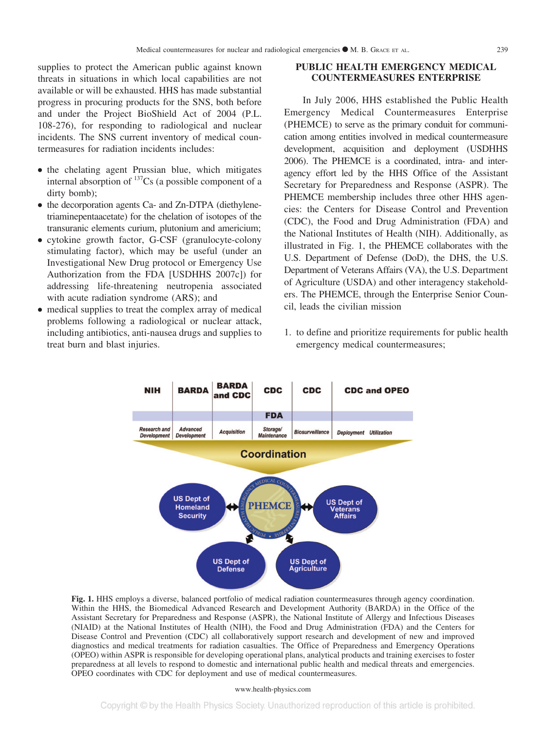supplies to protect the American public against known threats in situations in which local capabilities are not available or will be exhausted. HHS has made substantial progress in procuring products for the SNS, both before and under the Project BioShield Act of 2004 (P.L. 108-276), for responding to radiological and nuclear incidents. The SNS current inventory of medical countermeasures for radiation incidents includes:

- the chelating agent Prussian blue, which mitigates internal absorption of $^{137}$Cs (a possible component of a dirty bomb);
- the decorporation agents Ca- and Zn-DTPA (diethylenetriaminepentaacetate) for the chelation of isotopes of the transuranic elements curium, plutonium and americium;
- cytokine growth factor, G-CSF (granulocyte-colony stimulating factor), which may be useful (under an Investigational New Drug protocol or Emergency Use Authorization from the FDA [USDHHS 2007c]) for addressing life-threatening neutropenia associated with acute radiation syndrome (ARS); and
- medical supplies to treat the complex array of medical problems following a radiological or nuclear attack, including antibiotics, anti-nausea drugs and supplies to treat burn and blast injuries.

## PUBLIC HEALTH EMERGENCY MEDICAL COUNTERMEASURES ENTERPRISE

In July 2006, HHS established the Public Health Emergency Medical Countermeasures Enterprise (PHEMCE) to serve as the primary conduit for communication among entities involved in medical countermeasure development, acquisition and deployment (USDHHS 2006). The PHEMCE is a coordinated, intra- and interagency effort led by the HHS Office of the Assistant Secretary for Preparedness and Response (ASPR). The PHEMCE membership includes three other HHS agencies: the Centers for Disease Control and Prevention (CDC), the Food and Drug Administration (FDA) and the National Institutes of Health (NIH). Additionally, as illustrated in Fig. 1, the PHEMCE collaborates with the U.S. Department of Defense (DoD), the DHS, the U.S. Department of Veterans Affairs (VA), the U.S. Department of Agriculture (USDA) and other interagency stakeholders. The PHEMCE, through the Enterprise Senior Council, leads the civilian mission

1. to define and prioritize requirements for public health emergency medical countermeasures;

**Fig. 1.** HHS employs a diverse, balanced portfolio of medical radiation countermeasures through agency coordination. Within the HHS, the Biomedical Advanced Research and Development Authority (BARDA) in the Office of the Assistant Secretary for Preparedness and Response (ASPR), the National Institute of Allergy and Infectious Diseases (NIAID) at the National Institutes of Health (NIH), the Food and Drug Administration (FDA) and the Centers for Disease Control and Prevention (CDC) all collaboratively support research and development of new and improved diagnostics and medical treatments for radiation casualties. The Office of Preparedness and Emergency Operations (OPEO) within ASPR is responsible for developing operational plans, analytical products and training exercises to foster preparedness at all levels to respond to domestic and international public health and medical threats and emergencies. OPEO coordinates with CDC for deployment and use of medical countermeasures.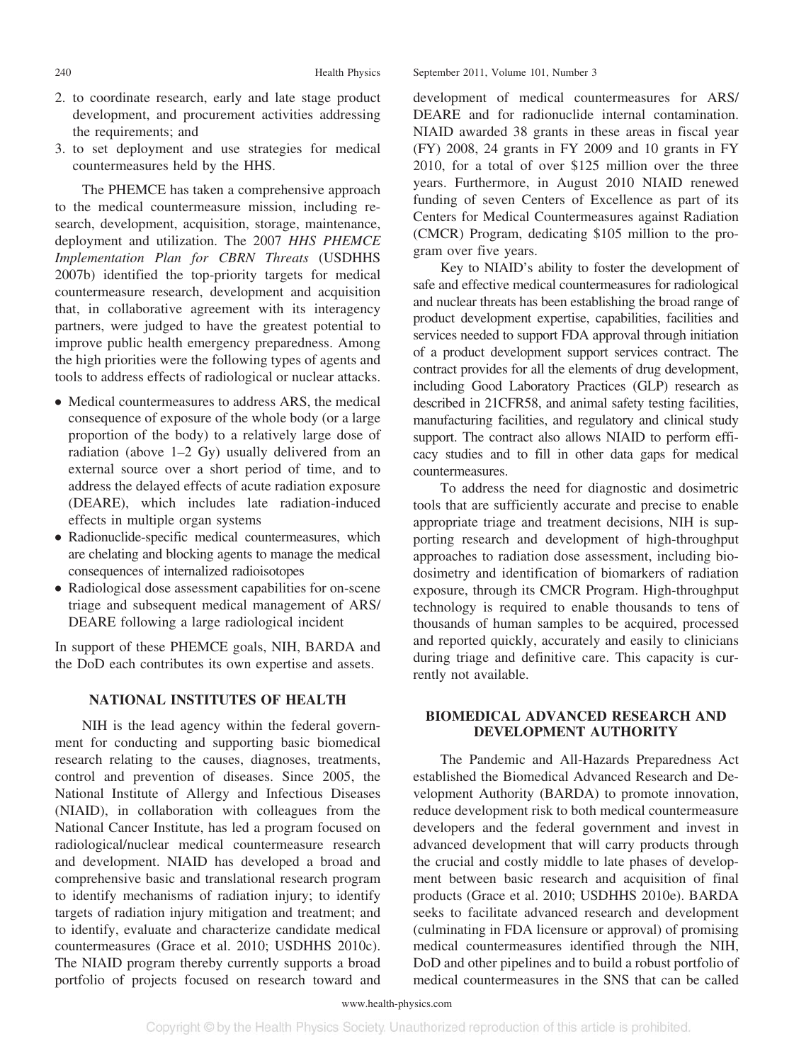2. to coordinate research, early and late stage product development, and procurement activities addressing the requirements; and
3. to set deployment and use strategies for medical countermeasures held by the HHS.

The PHEMCE has taken a comprehensive approach to the medical countermeasure mission, including research, development, acquisition, storage, maintenance, deployment and utilization. The 2007 *HHS PHEMCE Implementation Plan for CBRN Threats* (USDHHS 2007b) identified the top-priority targets for medical countermeasure research, development and acquisition that, in collaborative agreement with its interagency partners, were judged to have the greatest potential to improve public health emergency preparedness. Among the high priorities were the following types of agents and tools to address effects of radiological or nuclear attacks.

- Medical countermeasures to address ARS, the medical consequence of exposure of the whole body (or a large proportion of the body) to a relatively large dose of radiation (above 1–2 Gy) usually delivered from an external source over a short period of time, and to address the delayed effects of acute radiation exposure (DEARE), which includes late radiation-induced effects in multiple organ systems
- Radionuclide-specific medical countermeasures, which are chelating and blocking agents to manage the medical consequences of internalized radioisotopes
- Radiological dose assessment capabilities for on-scene triage and subsequent medical management of ARS/DEARE following a large radiological incident

In support of these PHEMCE goals, NIH, BARDA and the DoD each contributes its own expertise and assets.

## NATIONAL INSTITUTES OF HEALTH

NIH is the lead agency within the federal government for conducting and supporting basic biomedical research relating to the causes, diagnoses, treatments, control and prevention of diseases. Since 2005, the National Institute of Allergy and Infectious Diseases (NIAID), in collaboration with colleagues from the National Cancer Institute, has led a program focused on radiological/nuclear medical countermeasure research and development. NIAID has developed a broad and comprehensive basic and translational research program to identify mechanisms of radiation injury; to identify targets of radiation injury mitigation and treatment; and to identify, evaluate and characterize candidate medical countermeasures (Grace et al. 2010; USDHHS 2010c). The NIAID program thereby currently supports a broad portfolio of projects focused on research toward and development of medical countermeasures for ARS/DEARE and for radionuclide internal contamination. NIAID awarded 38 grants in these areas in fiscal year (FY) 2008, 24 grants in FY 2009 and 10 grants in FY 2010, for a total of over $125 million over the three years. Furthermore, in August 2010 NIAID renewed funding of seven Centers of Excellence as part of its Centers for Medical Countermeasures against Radiation (CMCR) Program, dedicating $105 million to the program over five years.

Key to NIAID's ability to foster the development of safe and effective medical countermeasures for radiological and nuclear threats has been establishing the broad range of product development expertise, capabilities, facilities and services needed to support FDA approval through initiation of a product development support services contract. The contract provides for all the elements of drug development, including Good Laboratory Practices (GLP) research as described in 21CFR58, and animal safety testing facilities, manufacturing facilities, and regulatory and clinical study support. The contract also allows NIAID to perform efficacy studies and to fill in other data gaps for medical countermeasures.

To address the need for diagnostic and dosimetric tools that are sufficiently accurate and precise to enable appropriate triage and treatment decisions, NIH is supporting research and development of high-throughput approaches to radiation dose assessment, including biodosimetry and identification of biomarkers of radiation exposure, through its CMCR Program. High-throughput technology is required to enable thousands to tens of thousands of human samples to be acquired, processed and reported quickly, accurately and easily to clinicians during triage and definitive care. This capacity is currently not available.

## BIOMEDICAL ADVANCED RESEARCH AND DEVELOPMENT AUTHORITY

The Pandemic and All-Hazards Preparedness Act established the Biomedical Advanced Research and Development Authority (BARDA) to promote innovation, reduce development risk to both medical countermeasure developers and the federal government and invest in advanced development that will carry products through the crucial and costly middle to late phases of development between basic research and acquisition of final products (Grace et al. 2010; USDHHS 2010e). BARDA seeks to facilitate advanced research and development (culminating in FDA licensure or approval) of promising medical countermeasures identified through the NIH, DoD and other pipelines and to build a robust portfolio of medical countermeasures in the SNS that can be called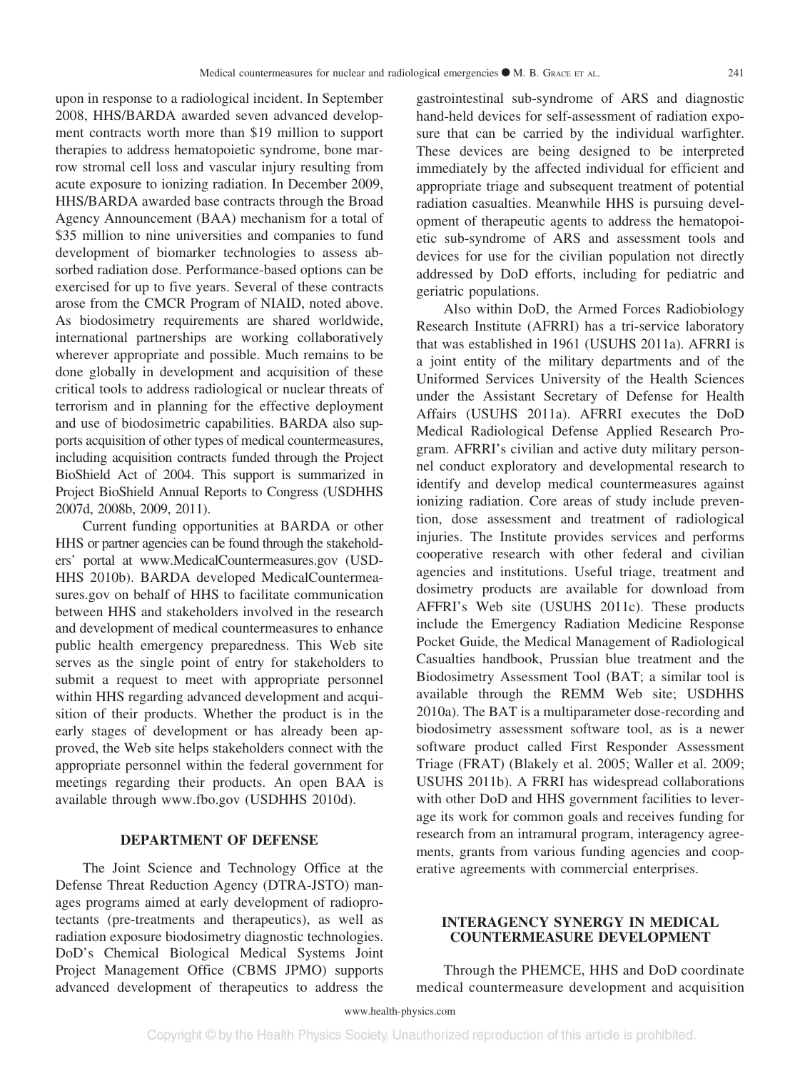upon in response to a radiological incident. In September 2008, HHS/BARDA awarded seven advanced development contracts worth more than $19 million to support therapies to address hematopoietic syndrome, bone marrow stromal cell loss and vascular injury resulting from acute exposure to ionizing radiation. In December 2009, HHS/BARDA awarded base contracts through the Broad Agency Announcement (BAA) mechanism for a total of $35 million to nine universities and companies to fund development of biomarker technologies to assess absorbed radiation dose. Performance-based options can be exercised for up to five years. Several of these contracts arose from the CMCR Program of NIAID, noted above. As biodosimetry requirements are shared worldwide, international partnerships are working collaboratively wherever appropriate and possible. Much remains to be done globally in development and acquisition of these critical tools to address radiological or nuclear threats of terrorism and in planning for the effective deployment and use of biodosimetric capabilities. BARDA also supports acquisition of other types of medical countermeasures, including acquisition contracts funded through the Project BioShield Act of 2004. This support is summarized in Project BioShield Annual Reports to Congress (USDHHS 2007d, 2008b, 2009, 2011).

Current funding opportunities at BARDA or other HHS or partner agencies can be found through the stakeholders' portal at www.MedicalCountermeasures.gov (USDHHS 2010b). BARDA developed MedicalCountermeasures.gov on behalf of HHS to facilitate communication between HHS and stakeholders involved in the research and development of medical countermeasures to enhance public health emergency preparedness. This Web site serves as the single point of entry for stakeholders to submit a request to meet with appropriate personnel within HHS regarding advanced development and acquisition of their products. Whether the product is in the early stages of development or has already been approved, the Web site helps stakeholders connect with the appropriate personnel within the federal government for meetings regarding their products. An open BAA is available through www.fbo.gov (USDHHS 2010d).

## DEPARTMENT OF DEFENSE

The Joint Science and Technology Office at the Defense Threat Reduction Agency (DTRA-JSTO) manages programs aimed at early development of radioprotectants (pre-treatments and therapeutics), as well as radiation exposure biodosimetry diagnostic technologies. DoD's Chemical Biological Medical Systems Joint Project Management Office (CBMS JPMO) supports advanced development of therapeutics to address the gastrointestinal sub-syndrome of ARS and diagnostic hand-held devices for self-assessment of radiation exposure that can be carried by the individual warfighter. These devices are being designed to be interpreted immediately by the affected individual for efficient and appropriate triage and subsequent treatment of potential radiation casualties. Meanwhile HHS is pursuing development of therapeutic agents to address the hematopoietic sub-syndrome of ARS and assessment tools and devices for use for the civilian population not directly addressed by DoD efforts, including for pediatric and geriatric populations.

Also within DoD, the Armed Forces Radiobiology Research Institute (AFRRI) has a tri-service laboratory that was established in 1961 (USUHS 2011a). AFRRI is a joint entity of the military departments and of the Uniformed Services University of the Health Sciences under the Assistant Secretary of Defense for Health Affairs (USUHS 2011a). AFRRI executes the DoD Medical Radiological Defense Applied Research Program. AFRRI's civilian and active duty military personnel conduct exploratory and developmental research to identify and develop medical countermeasures against ionizing radiation. Core areas of study include prevention, dose assessment and treatment of radiological injuries. The Institute provides services and performs cooperative research with other federal and civilian agencies and institutions. Useful triage, treatment and dosimetry products are available for download from AFFRI's Web site (USUHS 2011c). These products include the Emergency Radiation Medicine Response Pocket Guide, the Medical Management of Radiological Casualties handbook, Prussian blue treatment and the Biodosimetry Assessment Tool (BAT; a similar tool is available through the REMM Web site; USDHHS 2010a). The BAT is a multiparameter dose-recording and biodosimetry assessment software tool, as is a newer software product called First Responder Assessment Triage (FRAT) (Blakely et al. 2005; Waller et al. 2009; USUHS 2011b). A FRRI has widespread collaborations with other DoD and HHS government facilities to leverage its work for common goals and receives funding for research from an intramural program, interagency agreements, grants from various funding agencies and cooperative agreements with commercial enterprises.

## INTERAGENCY SYNERGY IN MEDICAL COUNTERMEASURE DEVELOPMENT

Through the PHEMCE, HHS and DoD coordinate medical countermeasure development and acquisition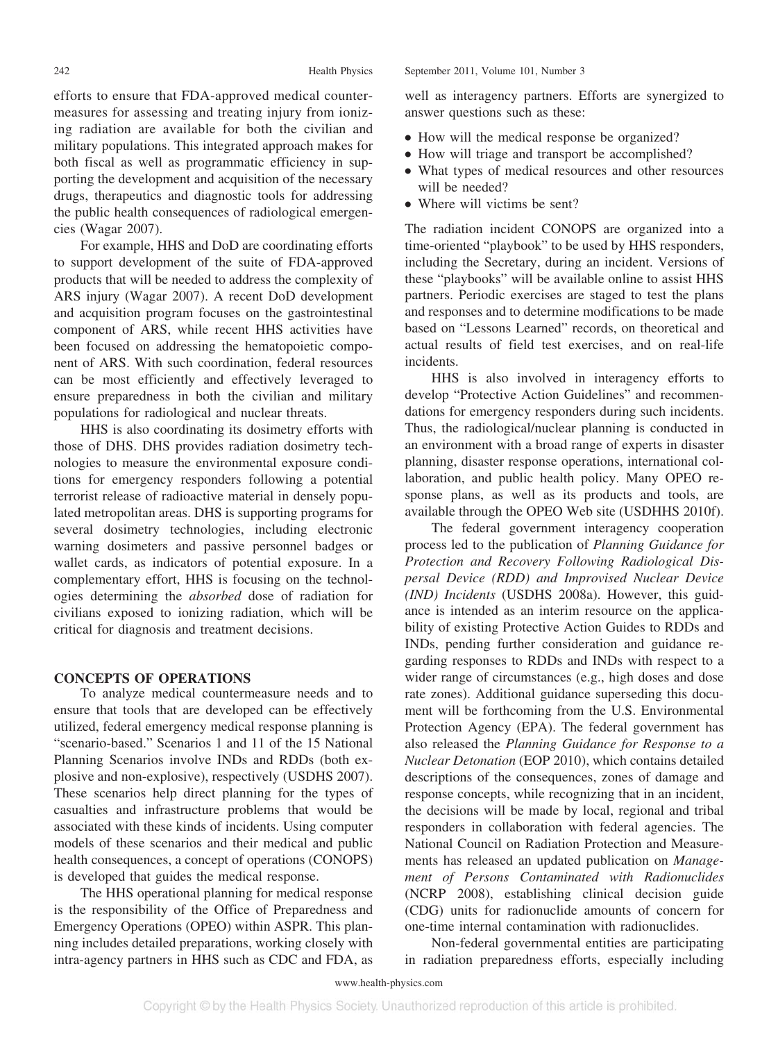efforts to ensure that FDA-approved medical countermeasures for assessing and treating injury from ionizing radiation are available for both the civilian and military populations. This integrated approach makes for both fiscal as well as programmatic efficiency in supporting the development and acquisition of the necessary drugs, therapeutics and diagnostic tools for addressing the public health consequences of radiological emergencies (Wagar 2007).

For example, HHS and DoD are coordinating efforts to support development of the suite of FDA-approved products that will be needed to address the complexity of ARS injury (Wagar 2007). A recent DoD development and acquisition program focuses on the gastrointestinal component of ARS, while recent HHS activities have been focused on addressing the hematopoietic component of ARS. With such coordination, federal resources can be most efficiently and effectively leveraged to ensure preparedness in both the civilian and military populations for radiological and nuclear threats.

HHS is also coordinating its dosimetry efforts with those of DHS. DHS provides radiation dosimetry technologies to measure the environmental exposure conditions for emergency responders following a potential terrorist release of radioactive material in densely populated metropolitan areas. DHS is supporting programs for several dosimetry technologies, including electronic warning dosimeters and passive personnel badges or wallet cards, as indicators of potential exposure. In a complementary effort, HHS is focusing on the technologies determining the *absorbed* dose of radiation for civilians exposed to ionizing radiation, which will be critical for diagnosis and treatment decisions.

## CONCEPTS OF OPERATIONS

To analyze medical countermeasure needs and to ensure that tools that are developed can be effectively utilized, federal emergency medical response planning is "scenario-based." Scenarios 1 and 11 of the 15 National Planning Scenarios involve INDs and RDDs (both explosive and non-explosive), respectively (USDHS 2007). These scenarios help direct planning for the types of casualties and infrastructure problems that would be associated with these kinds of incidents. Using computer models of these scenarios and their medical and public health consequences, a concept of operations (CONOPS) is developed that guides the medical response.

The HHS operational planning for medical response is the responsibility of the Office of Preparedness and Emergency Operations (OPEO) within ASPR. This planning includes detailed preparations, working closely with intra-agency partners in HHS such as CDC and FDA, as well as interagency partners. Efforts are synergized to answer questions such as these:

- How will the medical response be organized?
- How will triage and transport be accomplished?
- What types of medical resources and other resources will be needed?
- Where will victims be sent?

The radiation incident CONOPS are organized into a time-oriented "playbook" to be used by HHS responders, including the Secretary, during an incident. Versions of these "playbooks" will be available online to assist HHS partners. Periodic exercises are staged to test the plans and responses and to determine modifications to be made based on "Lessons Learned" records, on theoretical and actual results of field test exercises, and on real-life incidents.

HHS is also involved in interagency efforts to develop "Protective Action Guidelines" and recommendations for emergency responders during such incidents. Thus, the radiological/nuclear planning is conducted in an environment with a broad range of experts in disaster planning, disaster response operations, international collaboration, and public health policy. Many OPEO response plans, as well as its products and tools, are available through the OPEO Web site (USDHHS 2010f).

The federal government interagency cooperation process led to the publication of *Planning Guidance for Protection and Recovery Following Radiological Dispersal Device (RDD) and Improvised Nuclear Device (IND) Incidents* (USDHS 2008a). However, this guidance is intended as an interim resource on the applicability of existing Protective Action Guides to RDDs and INDs, pending further consideration and guidance regarding responses to RDDs and INDs with respect to a wider range of circumstances (e.g., high doses and dose rate zones). Additional guidance superseding this document will be forthcoming from the U.S. Environmental Protection Agency (EPA). The federal government has also released the *Planning Guidance for Response to a Nuclear Detonation* (EOP 2010), which contains detailed descriptions of the consequences, zones of damage and response concepts, while recognizing that in an incident, the decisions will be made by local, regional and tribal responders in collaboration with federal agencies. The National Council on Radiation Protection and Measurements has released an updated publication on *Management of Persons Contaminated with Radionuclides* (NCRP 2008), establishing clinical decision guide (CDG) units for radionuclide amounts of concern for one-time internal contamination with radionuclides.

Non-federal governmental entities are participating in radiation preparedness efforts, especially including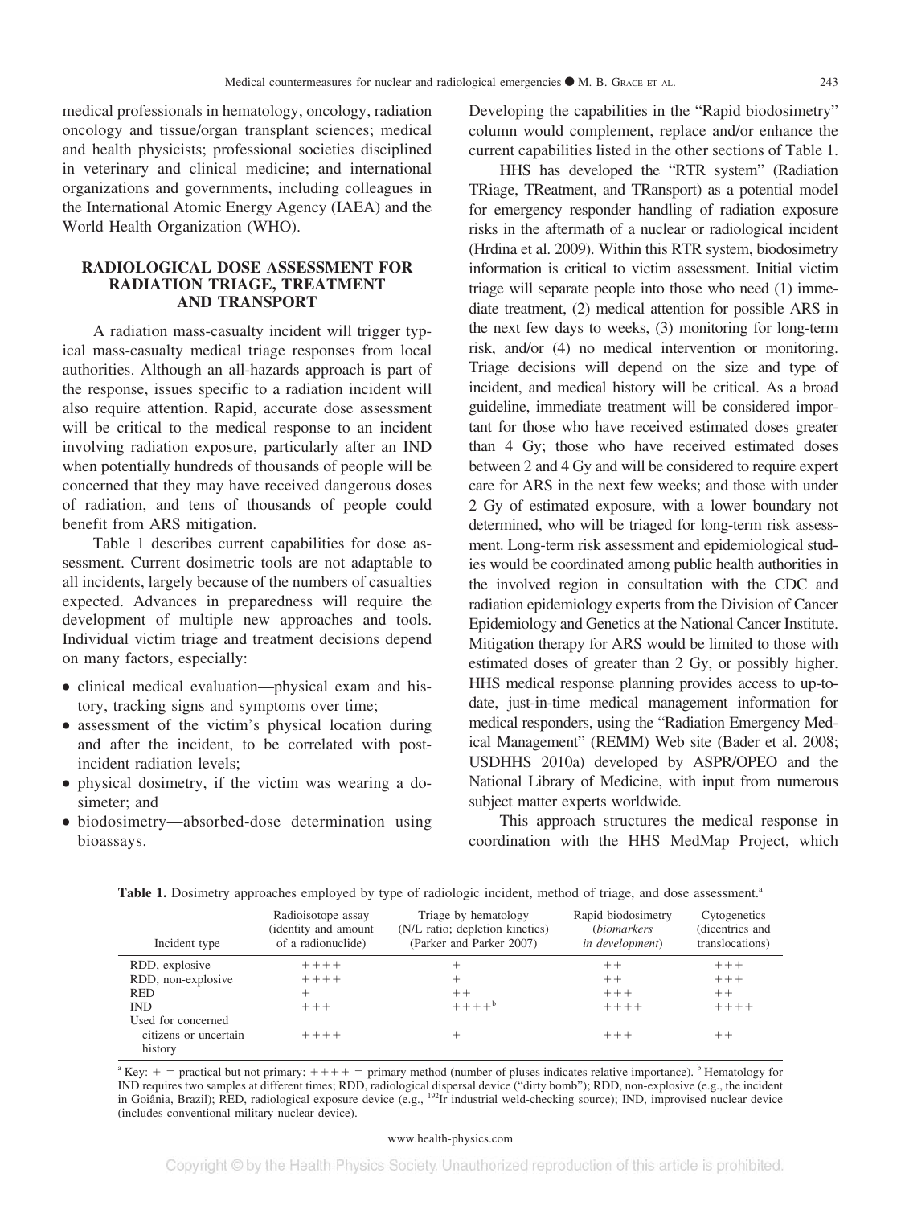medical professionals in hematology, oncology, radiation oncology and tissue/organ transplant sciences; medical and health physicists; professional societies disciplined in veterinary and clinical medicine; and international organizations and governments, including colleagues in the International Atomic Energy Agency (IAEA) and the World Health Organization (WHO).

## RADIOLOGICAL DOSE ASSESSMENT FOR RADIATION TRIAGE, TREATMENT AND TRANSPORT

A radiation mass-casualty incident will trigger typical mass-casualty medical triage responses from local authorities. Although an all-hazards approach is part of the response, issues specific to a radiation incident will also require attention. Rapid, accurate dose assessment will be critical to the medical response to an incident involving radiation exposure, particularly after an IND when potentially hundreds of thousands of people will be concerned that they may have received dangerous doses of radiation, and tens of thousands of people could benefit from ARS mitigation.

Table 1 describes current capabilities for dose assessment. Current dosimetric tools are not adaptable to all incidents, largely because of the numbers of casualties expected. Advances in preparedness will require the development of multiple new approaches and tools. Individual victim triage and treatment decisions depend on many factors, especially:

- clinical medical evaluation—physical exam and history, tracking signs and symptoms over time;
- assessment of the victim's physical location during and after the incident, to be correlated with post-incident radiation levels;
- physical dosimetry, if the victim was wearing a dosimeter; and
- biodosimetry—absorbed-dose determination using bioassays.

Developing the capabilities in the "Rapid biodosimetry" column would complement, replace and/or enhance the current capabilities listed in the other sections of Table 1.

HHS has developed the "RTR system" (Radiation TRiage, TReatment, and TRansport) as a potential model for emergency responder handling of radiation exposure risks in the aftermath of a nuclear or radiological incident (Hrdina et al. 2009). Within this RTR system, biodosimetry information is critical to victim assessment. Initial victim triage will separate people into those who need (1) immediate treatment, (2) medical attention for possible ARS in the next few days to weeks, (3) monitoring for long-term risk, and/or (4) no medical intervention or monitoring. Triage decisions will depend on the size and type of incident, and medical history will be critical. As a broad guideline, immediate treatment will be considered important for those who have received estimated doses greater than 4 Gy; those who have received estimated doses between 2 and 4 Gy and will be considered to require expert care for ARS in the next few weeks; and those with under 2 Gy of estimated exposure, with a lower boundary not determined, who will be triaged for long-term risk assessment. Long-term risk assessment and epidemiological studies would be coordinated among public health authorities in the involved region in consultation with the CDC and radiation epidemiology experts from the Division of Cancer Epidemiology and Genetics at the National Cancer Institute. Mitigation therapy for ARS would be limited to those with estimated doses of greater than 2 Gy, or possibly higher. HHS medical response planning provides access to up-to-date, just-in-time medical management information for medical responders, using the "Radiation Emergency Medical Management" (REMM) Web site (Bader et al. 2008; USDHHS 2010a) developed by ASPR/OPEO and the National Library of Medicine, with input from numerous subject matter experts worldwide.

This approach structures the medical response in coordination with the HHS MedMap Project, which

**Table 1.** Dosimetry approaches employed by type of radiologic incident, method of triage, and dose assessment.[a]

| Incident type | Radioisotope assay (identity and amount of a radionuclide) | Triage by hematology (N/L ratio; depletion kinetics) (Parker and Parker 2007) | Rapid biodosimetry (*biomarkers in development*) | Cytogenetics (dicentrics and translocations) |
|---|---|---|---|---|
| RDD, explosive | ++++ | + | ++ | +++ |
| RDD, non-explosive | ++++ | + | ++ | +++ |
| RED | + | ++ | +++ | ++ |
| IND | +++ | ++++[b] | ++++ | ++++ |
| Used for concerned citizens or uncertain history | ++++ | + | +++ | ++ |

[a] Key: + = practical but not primary; ++++ = primary method (number of pluses indicates relative importance). [b] Hematology for IND requires two samples at different times; RDD, radiological dispersal device ("dirty bomb"); RDD, non-explosive (e.g., the incident in Goiânia, Brazil); RED, radiological exposure device (e.g., $^{192}$Ir industrial weld-checking source); IND, improvised nuclear device (includes conventional military nuclear device).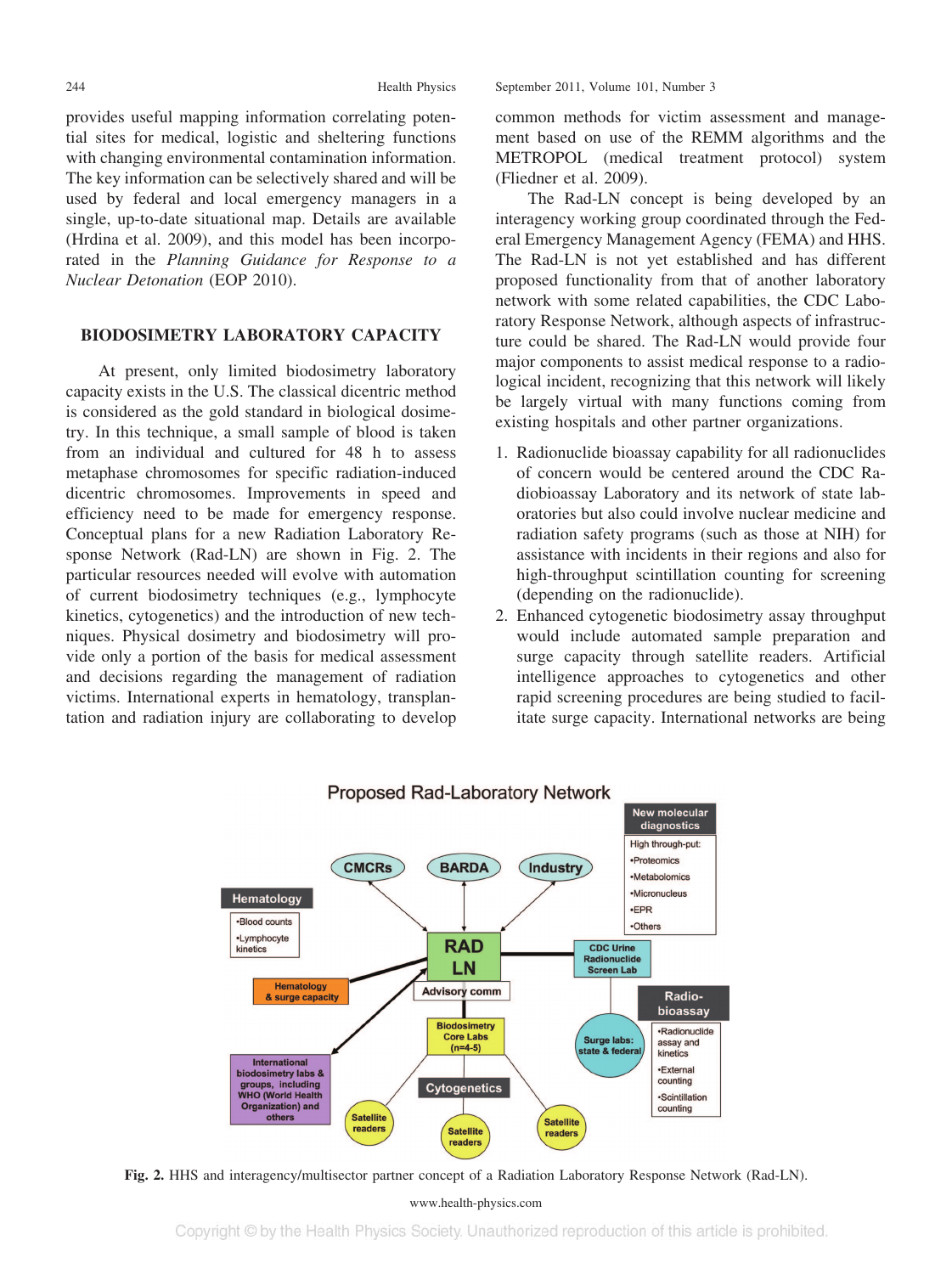provides useful mapping information correlating potential sites for medical, logistic and sheltering functions with changing environmental contamination information. The key information can be selectively shared and will be used by federal and local emergency managers in a single, up-to-date situational map. Details are available (Hrdina et al. 2009), and this model has been incorporated in the *Planning Guidance for Response to a Nuclear Detonation* (EOP 2010).

## BIODOSIMETRY LABORATORY CAPACITY

At present, only limited biodosimetry laboratory capacity exists in the U.S. The classical dicentric method is considered as the gold standard in biological dosimetry. In this technique, a small sample of blood is taken from an individual and cultured for 48 h to assess metaphase chromosomes for specific radiation-induced dicentric chromosomes. Improvements in speed and efficiency need to be made for emergency response. Conceptual plans for a new Radiation Laboratory Response Network (Rad-LN) are shown in Fig. 2. The particular resources needed will evolve with automation of current biodosimetry techniques (e.g., lymphocyte kinetics, cytogenetics) and the introduction of new techniques. Physical dosimetry and biodosimetry will provide only a portion of the basis for medical assessment and decisions regarding the management of radiation victims. International experts in hematology, transplantation and radiation injury are collaborating to develop common methods for victim assessment and management based on use of the REMM algorithms and the METROPOL (medical treatment protocol) system (Fliedner et al. 2009).

The Rad-LN concept is being developed by an interagency working group coordinated through the Federal Emergency Management Agency (FEMA) and HHS. The Rad-LN is not yet established and has different proposed functionality from that of another laboratory network with some related capabilities, the CDC Laboratory Response Network, although aspects of infrastructure could be shared. The Rad-LN would provide four major components to assist medical response to a radiological incident, recognizing that this network will likely be largely virtual with many functions coming from existing hospitals and other partner organizations.

1. Radionuclide bioassay capability for all radionuclides of concern would be centered around the CDC Radiobioassay Laboratory and its network of state laboratories but also could involve nuclear medicine and radiation safety programs (such as those at NIH) for assistance with incidents in their regions and also for high-throughput scintillation counting for screening (depending on the radionuclide).
2. Enhanced cytogenetic biodosimetry assay throughput would include automated sample preparation and surge capacity through satellite readers. Artificial intelligence approaches to cytogenetics and other rapid screening procedures are being studied to facilitate surge capacity. International networks are being

**Fig. 2.** HHS and interagency/multisector partner concept of a Radiation Laboratory Response Network (Rad-LN).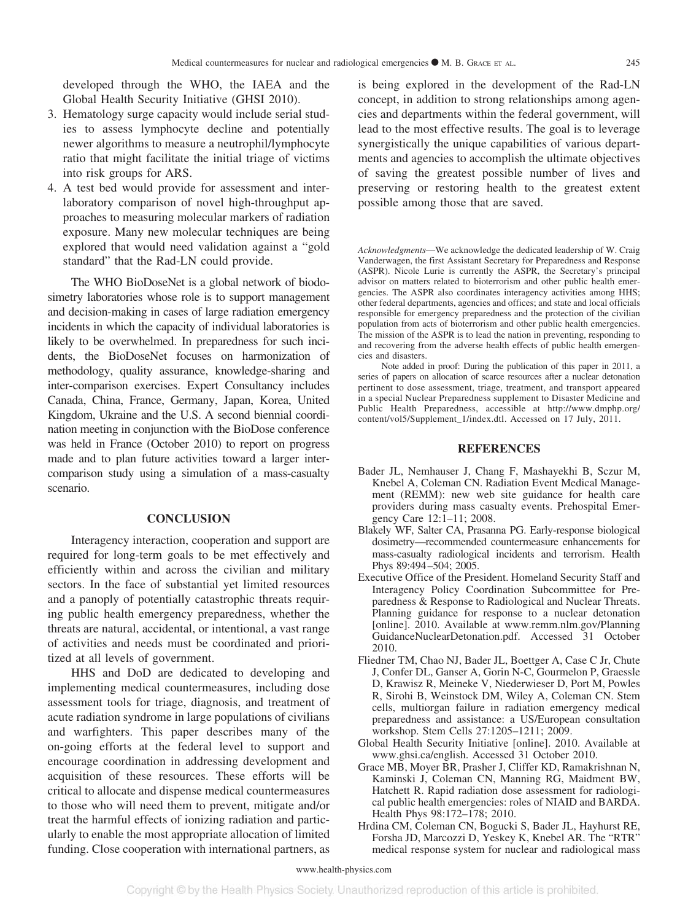developed through the WHO, the IAEA and the Global Health Security Initiative (GHSI 2010).

3. Hematology surge capacity would include serial studies to assess lymphocyte decline and potentially newer algorithms to measure a neutrophil/lymphocyte ratio that might facilitate the initial triage of victims into risk groups for ARS.
4. A test bed would provide for assessment and interlaboratory comparison of novel high-throughput approaches to measuring molecular markers of radiation exposure. Many new molecular techniques are being explored that would need validation against a "gold standard" that the Rad-LN could provide.

The WHO BioDoseNet is a global network of biodosimetry laboratories whose role is to support management and decision-making in cases of large radiation emergency incidents in which the capacity of individual laboratories is likely to be overwhelmed. In preparedness for such incidents, the BioDoseNet focuses on harmonization of methodology, quality assurance, knowledge-sharing and inter-comparison exercises. Expert Consultancy includes Canada, China, France, Germany, Japan, Korea, United Kingdom, Ukraine and the U.S. A second biennial coordination meeting in conjunction with the BioDose conference was held in France (October 2010) to report on progress made and to plan future activities toward a larger intercomparison study using a simulation of a mass-casualty scenario.

## CONCLUSION

Interagency interaction, cooperation and support are required for long-term goals to be met effectively and efficiently within and across the civilian and military sectors. In the face of substantial yet limited resources and a panoply of potentially catastrophic threats requiring public health emergency preparedness, whether the threats are natural, accidental, or intentional, a vast range of activities and needs must be coordinated and prioritized at all levels of government.

HHS and DoD are dedicated to developing and implementing medical countermeasures, including dose assessment tools for triage, diagnosis, and treatment of acute radiation syndrome in large populations of civilians and warfighters. This paper describes many of the on-going efforts at the federal level to support and encourage coordination in addressing development and acquisition of these resources. These efforts will be critical to allocate and dispense medical countermeasures to those who will need them to prevent, mitigate and/or treat the harmful effects of ionizing radiation and particularly to enable the most appropriate allocation of limited funding. Close cooperation with international partners, as is being explored in the development of the Rad-LN concept, in addition to strong relationships among agencies and departments within the federal government, will lead to the most effective results. The goal is to leverage synergistically the unique capabilities of various departments and agencies to accomplish the ultimate objectives of saving the greatest possible number of lives and preserving or restoring health to the greatest extent possible among those that are saved.

*Acknowledgments*—We acknowledge the dedicated leadership of W. Craig Vanderwagen, the first Assistant Secretary for Preparedness and Response (ASPR). Nicole Lurie is currently the ASPR, the Secretary's principal advisor on matters related to bioterrorism and other public health emergencies. The ASPR also coordinates interagency activities among HHS; other federal departments, agencies and offices; and state and local officials responsible for emergency preparedness and the protection of the civilian population from acts of bioterrorism and other public health emergencies. The mission of the ASPR is to lead the nation in preventing, responding to and recovering from the adverse health effects of public health emergencies and disasters.

Note added in proof: During the publication of this paper in 2011, a series of papers on allocation of scarce resources after a nuclear detonation pertinent to dose assessment, triage, treatment, and transport appeared in a special Nuclear Preparedness supplement to Disaster Medicine and Public Health Preparedness, accessible at http://www.dmphp.org/content/vol5/Supplement_1/index.dtl. Accessed on 17 July, 2011.

## REFERENCES

Bader JL, Nemhauser J, Chang F, Mashayekhi B, Sczur M, Knebel A, Coleman CN. Radiation Event Medical Management (REMM): new web site guidance for health care providers during mass casualty events. Prehospital Emergency Care 12:1–11; 2008.

Blakely WF, Salter CA, Prasanna PG. Early-response biological dosimetry—recommended countermeasure enhancements for mass-casualty radiological incidents and terrorism. Health Phys 89:494–504; 2005.

Executive Office of the President. Homeland Security Staff and Interagency Policy Coordination Subcommittee for Preparedness & Response to Radiological and Nuclear Threats. Planning guidance for response to a nuclear detonation [online]. 2010. Available at www.remm.nlm.gov/PlanningGuidanceNuclearDetonation.pdf. Accessed 31 October 2010.

Fliedner TM, Chao NJ, Bader JL, Boettger A, Case C Jr, Chute J, Confer DL, Ganser A, Gorin N-C, Gourmelon P, Graessle D, Krawisz R, Meineke V, Niederwieser D, Port M, Powles R, Sirohi B, Weinstock DM, Wiley A, Coleman CN. Stem cells, multiorgan failure in radiation emergency medical preparedness and assistance: a US/European consultation workshop. Stem Cells 27:1205–1211; 2009.

Global Health Security Initiative [online]. 2010. Available at www.ghsi.ca/english. Accessed 31 October 2010.

Grace MB, Moyer BR, Prasher J, Cliffer KD, Ramakrishnan N, Kaminski J, Coleman CN, Manning RG, Maidment BW, Hatchett R. Rapid radiation dose assessment for radiological public health emergencies: roles of NIAID and BARDA. Health Phys 98:172–178; 2010.

Hrdina CM, Coleman CN, Bogucki S, Bader JL, Hayhurst RE, Forsha JD, Marcozzi D, Yeskey K, Knebel AR. The "RTR" medical response system for nuclear and radiological mass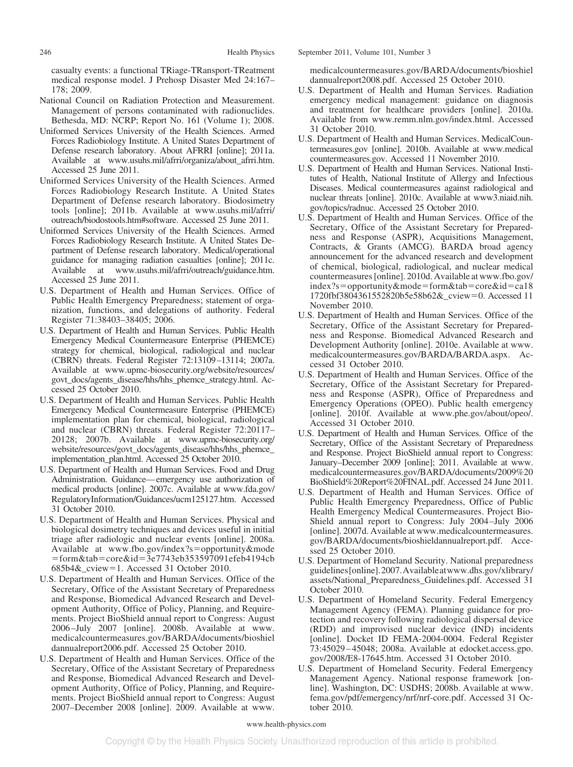casualty events: a functional TRiage-TRansport-TReatment medical response model. J Prehosp Disaster Med 24:167–178; 2009.

National Council on Radiation Protection and Measurement. Management of persons contaminated with radionuclides. Bethesda, MD: NCRP; Report No. 161 (Volume 1); 2008.

Uniformed Services University of the Health Sciences. Armed Forces Radiobiology Institute. A United States Department of Defense research laboratory. About AFRRI [online]; 2011a. Available at www.usuhs.mil/afrri/organiza/about_afrri.htm. Accessed 25 June 2011.

Uniformed Services University of the Health Sciences. Armed Forces Radiobiology Research Institute. A United States Department of Defense research laboratory. Biodosimetry tools [online]; 2011b. Available at www.usuhs.mil/afrri/outreach/biodostools.htm#software. Accessed 25 June 2011.

Uniformed Services University of the Health Sciences. Armed Forces Radiobiology Research Institute. A United States Department of Defense research laboratory. Medical/operational guidance for managing radiation casualties [online]; 2011c. Available at www.usuhs.mil/afrri/outreach/guidance.htm. Accessed 25 June 2011.

U.S. Department of Health and Human Services. Office of Public Health Emergency Preparedness; statement of organization, functions, and delegations of authority. Federal Register 71:38403–38405; 2006.

U.S. Department of Health and Human Services. Public Health Emergency Medical Countermeasure Enterprise (PHEMCE) strategy for chemical, biological, radiological and nuclear (CBRN) threats. Federal Register 72:13109–13114; 2007a. Available at www.upmc-biosecurity.org/website/resources/govt_docs/agents_disease/hhs/hhs_phemce_strategy.html. Accessed 25 October 2010.

U.S. Department of Health and Human Services. Public Health Emergency Medical Countermeasure Enterprise (PHEMCE) implementation plan for chemical, biological, radiological and nuclear (CBRN) threats. Federal Register 72:20117–20128; 2007b. Available at www.upmc-biosecurity.org/website/resources/govt_docs/agents_disease/hhs/hhs_phemce_implementation_plan.html. Accessed 25 October 2010.

U.S. Department of Health and Human Services. Food and Drug Administration. Guidance—emergency use authorization of medical products [online]. 2007c. Available at www.fda.gov/RegulatoryInformation/Guidances/ucm125127.htm. Accessed 31 October 2010.

U.S. Department of Health and Human Services. Physical and biological dosimetry techniques and devices useful in initial triage after radiologic and nuclear events [online]. 2008a. Available at www.fbo.gov/index?s=opportunity&mode=form&tab=core&id=3e7743eb353597091efeb4194cb685b4&_cview=1. Accessed 31 October 2010.

U.S. Department of Health and Human Services. Office of the Secretary, Office of the Assistant Secretary of Preparedness and Response, Biomedical Advanced Research and Development Authority, Office of Policy, Planning, and Requirements. Project BioShield annual report to Congress: August 2006–July 2007 [online]. 2008b. Available at www.medicalcountermeasures.gov/BARDA/documents/bioshieldannualreport2006.pdf. Accessed 25 October 2010.

U.S. Department of Health and Human Services. Office of the Secretary, Office of the Assistant Secretary of Preparedness and Response, Biomedical Advanced Research and Development Authority, Office of Policy, Planning, and Requirements. Project BioShield annual report to Congress: August 2007–December 2008 [online]. 2009. Available at www.medicalcountermeasures.gov/BARDA/documents/bioshieldannualreport2008.pdf. Accessed 25 October 2010.

U.S. Department of Health and Human Services. Radiation emergency medical management: guidance on diagnosis and treatment for healthcare providers [online]. 2010a. Available from www.remm.nlm.gov/index.html. Accessed 31 October 2010.

U.S. Department of Health and Human Services. MedicalCountermeasures.gov [online]. 2010b. Available at www.medicalcountermeasures.gov. Accessed 11 November 2010.

U.S. Department of Health and Human Services. National Institutes of Health, National Institute of Allergy and Infectious Diseases. Medical countermeasures against radiological and nuclear threats [online]. 2010c. Available at www3.niaid.nih.gov/topics/radnuc. Accessed 25 October 2010.

U.S. Department of Health and Human Services. Office of the Secretary, Office of the Assistant Secretary for Preparedness and Response (ASPR), Acquisitions Management, Contracts, & Grants (AMCG). BARDA broad agency announcement for the advanced research and development of chemical, biological, radiological, and nuclear medical countermeasures [online]. 2010d. Available at www.fbo.gov/index?s=opportunity&mode=form&tab=core&id=ca181720fbf3804361552820b5e58b62&_cview=0. Accessed 11 November 2010.

U.S. Department of Health and Human Services. Office of the Secretary, Office of the Assistant Secretary for Preparedness and Response. Biomedical Advanced Research and Development Authority [online]. 2010e. Available at www.medicalcountermeasures.gov/BARDA/BARDA.aspx. Accessed 31 October 2010.

U.S. Department of Health and Human Services. Office of the Secretary, Office of the Assistant Secretary for Preparedness and Response (ASPR), Office of Preparedness and Emergency Operations (OPEO). Public health emergency [online]. 2010f. Available at www.phe.gov/about/opeo/. Accessed 31 October 2010.

U.S. Department of Health and Human Services. Office of the Secretary, Office of the Assistant Secretary of Preparedness and Response. Project BioShield annual report to Congress: January–December 2009 [online]; 2011. Available at www.medicalcountermeasures.gov/BARDA/documents/2009%20BioShield%20Report%20FINAL.pdf. Accessed 24 June 2011.

U.S. Department of Health and Human Services. Office of Public Health Emergency Preparedness, Office of Public Health Emergency Medical Countermeasures. Project BioShield annual report to Congress: July 2004–July 2006 [online]. 2007d. Available at www.medicalcountermeasures.gov/BARDA/documents/bioshieldannualreport.pdf. Accessed 25 October 2010.

U.S. Department of Homeland Security. National preparedness guidelines [online]. 2007. Available at www.dhs.gov/xlibrary/assets/National_Preparedness_Guidelines.pdf. Accessed 31 October 2010.

U.S. Department of Homeland Security. Federal Emergency Management Agency (FEMA). Planning guidance for protection and recovery following radiological dispersal device (RDD) and improvised nuclear device (IND) incidents [online]. Docket ID FEMA-2004-0004. Federal Register 73:45029–45048; 2008a. Available at edocket.access.gpo.gov/2008/E8-17645.htm. Accessed 31 October 2010.

U.S. Department of Homeland Security. Federal Emergency Management Agency. National response framework [online]. Washington, DC: USDHS; 2008b. Available at www.fema.gov/pdf/emergency/nrf/nrf-core.pdf. Accessed 31 October 2010.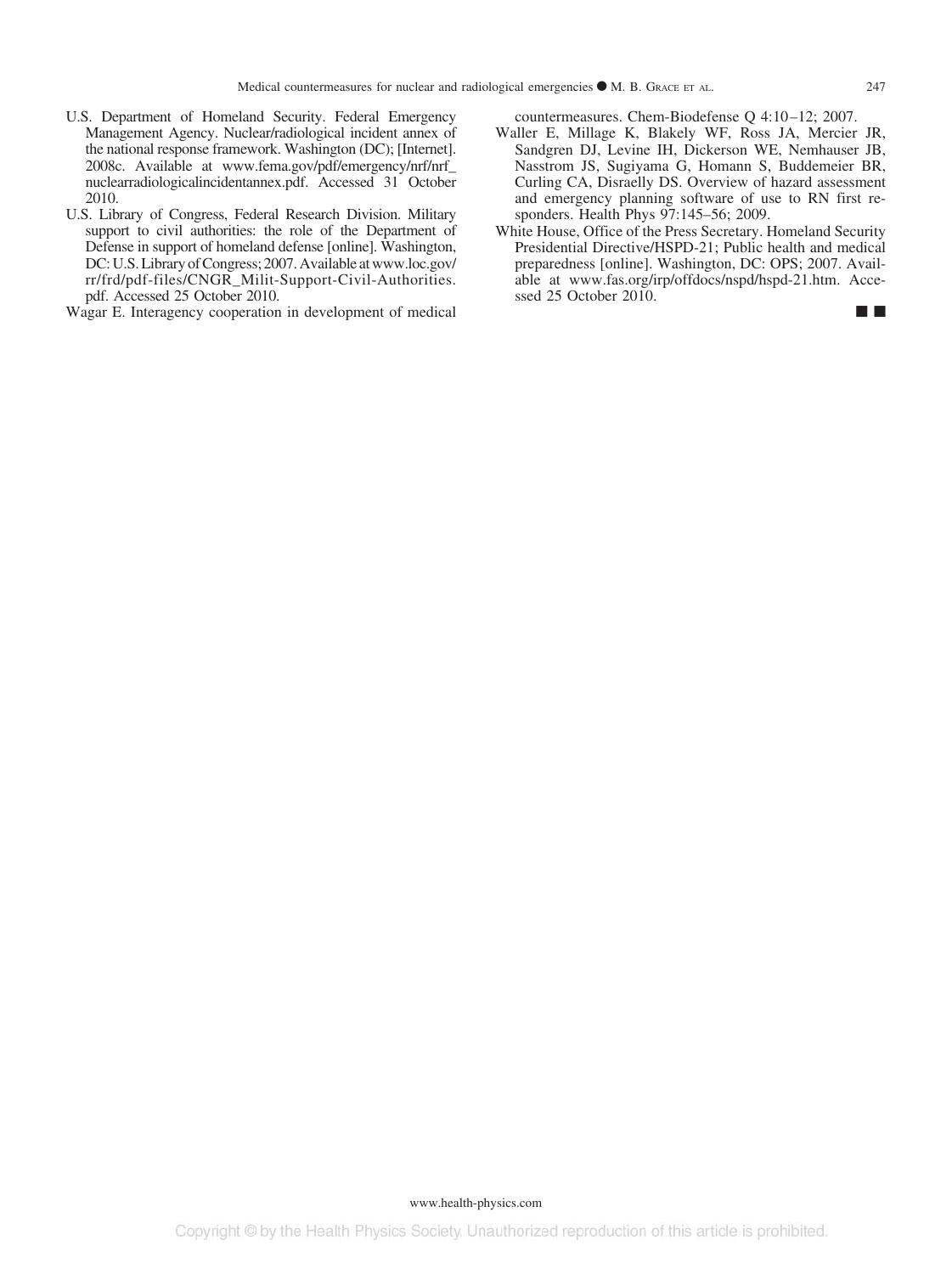U.S. Department of Homeland Security. Federal Emergency Management Agency. Nuclear/radiological incident annex of the national response framework. Washington (DC); [Internet]. 2008c. Available at www.fema.gov/pdf/emergency/nrf/nrf_nuclearradiologicalincidentannex.pdf. Accessed 31 October 2010.

U.S. Library of Congress, Federal Research Division. Military support to civil authorities: the role of the Department of Defense in support of homeland defense [online]. Washington, DC: U.S. Library of Congress; 2007. Available at www.loc.gov/rr/frd/pdf-files/CNGR_Milit-Support-Civil-Authorities.pdf. Accessed 25 October 2010.

Wagar E. Interagency cooperation in development of medical countermeasures. Chem-Biodefense Q 4:10–12; 2007.

Waller E, Millage K, Blakely WF, Ross JA, Mercier JR, Sandgren DJ, Levine IH, Dickerson WE, Nemhauser JB, Nasstrom JS, Sugiyama G, Homann S, Buddemeier BR, Curling CA, Disraelly DS. Overview of hazard assessment and emergency planning software of use to RN first responders. Health Phys 97:145–56; 2009.

White House, Office of the Press Secretary. Homeland Security Presidential Directive/HSPD-21; Public health and medical preparedness [online]. Washington, DC: OPS; 2007. Available at www.fas.org/irp/offdocs/nspd/hspd-21.htm. Accessed 25 October 2010.

■ ■